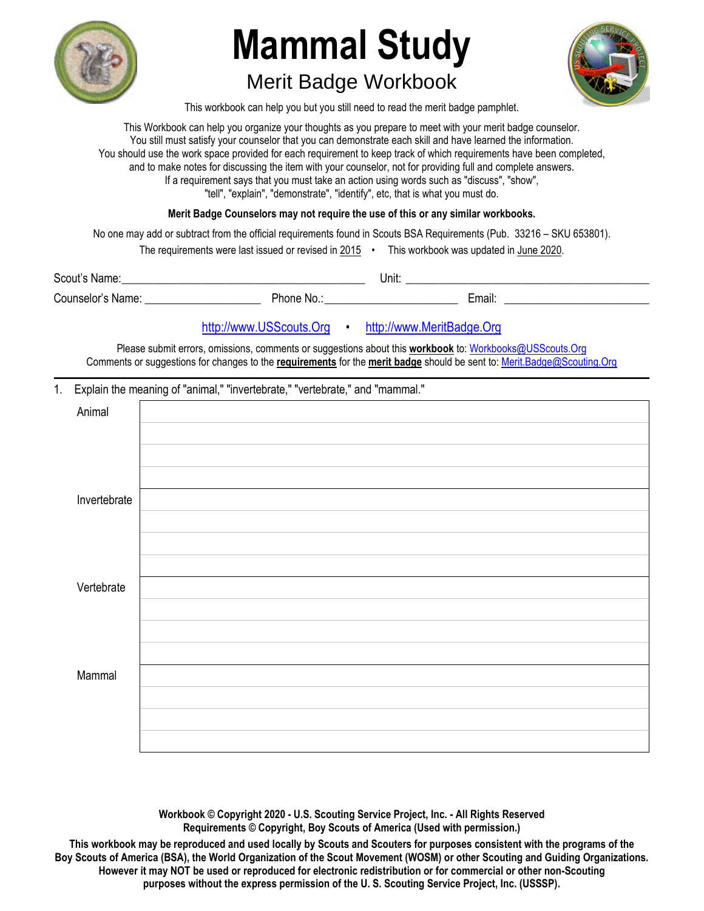# Mammal Study

## Merit Badge Workbook

This workbook can help you but you still need to read the merit badge pamphlet.

This Workbook can help you organize your thoughts as you prepare to meet with your merit badge counselor.
You still must satisfy your counselor that you can demonstrate each skill and have learned the information.
You should use the work space provided for each requirement to keep track of which requirements have been completed,
and to make notes for discussing the item with your counselor, not for providing full and complete answers.
If a requirement says that you must take an action using words such as "discuss", "show",
"tell", "explain", "demonstrate", "identify", etc, that is what you must do.

**Merit Badge Counselors may not require the use of this or any similar workbooks.**

No one may add or subtract from the official requirements found in Scouts BSA Requirements (Pub. 33216 – SKU 653801).

The requirements were last issued or revised in 2015 • This workbook was updated in June 2020.

Scout's Name:________________________________________ Unit: ________________________________________

Counselor's Name: ____________________ Phone No.:______________________ Email: ________________________

http://www.USScouts.Org • http://www.MeritBadge.Org

Please submit errors, omissions, comments or suggestions about this **workbook** to: Workbooks@USScouts.Org
Comments or suggestions for changes to the **requirements** for the **merit badge** should be sent to: Merit.Badge@Scouting.Org

---

1. Explain the meaning of "animal," "invertebrate," "vertebrate," and "mammal."

| | |
|---|---|
| Animal | |
| Invertebrate | |
| Vertebrate | |
| Mammal | |

**Workbook © Copyright 2020 - U.S. Scouting Service Project, Inc. - All Rights Reserved**
**Requirements © Copyright, Boy Scouts of America (Used with permission.)**

**This workbook may be reproduced and used locally by Scouts and Scouters for purposes consistent with the programs of the Boy Scouts of America (BSA), the World Organization of the Scout Movement (WOSM) or other Scouting and Guiding Organizations. However it may NOT be used or reproduced for electronic redistribution or for commercial or other non-Scouting purposes without the express permission of the U. S. Scouting Service Project, Inc. (USSSP).**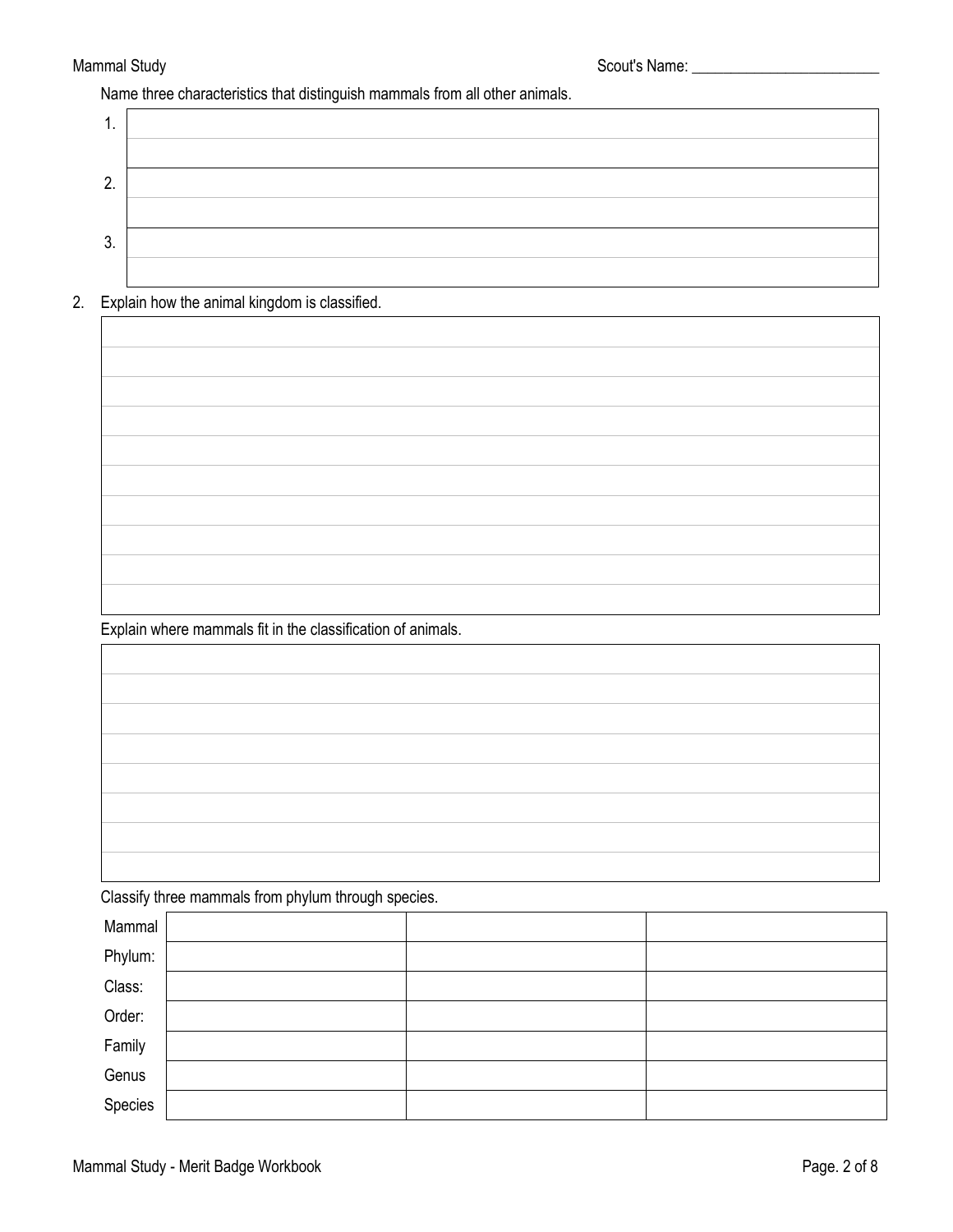Name three characteristics that distinguish mammals from all other animals.

| | |
|---|---|
| 1. | |
| 2. | |
| 3. | |

2. Explain how the animal kingdom is classified.

| |
|---|
| |
| |
| |
| |
| |
| |
| |
| |
| |
| |

Explain where mammals fit in the classification of animals.

| |
|---|
| |
| |
| |
| |
| |
| |
| |
| |

Classify three mammals from phylum through species.

| Mammal | | | |
|---|---|---|---|
| Phylum: | | | |
| Class: | | | |
| Order: | | | |
| Family | | | |
| Genus | | | |
| Species | | | |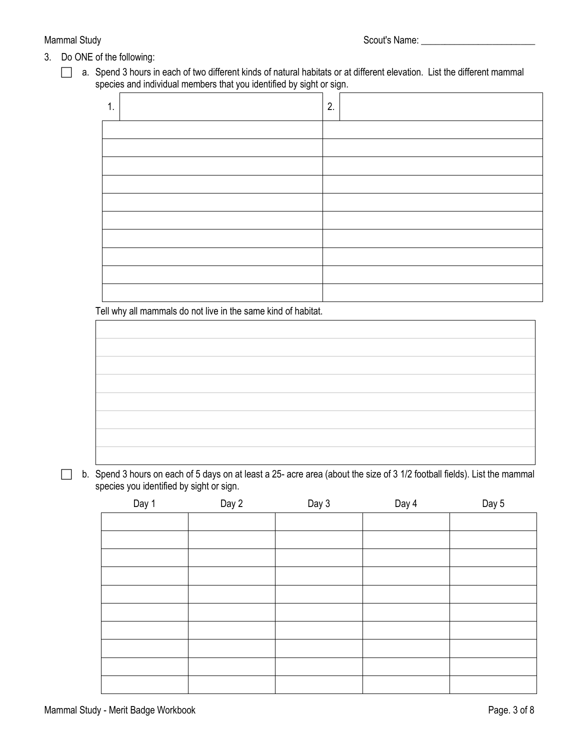Scout's Name: ________________________

3. Do ONE of the following:

☐ a. Spend 3 hours in each of two different kinds of natural habitats or at different elevation. List the different mammal species and individual members that you identified by sight or sign.

| 1. | 2. |
|---|---|
| | |
| | |
| | |
| | |
| | |
| | |
| | |
| | |
| | |
| | |

Tell why all mammals do not live in the same kind of habitat.

| |
|---|
| |
| |
| |
| |
| |
| |
| |
| |

☐ b. Spend 3 hours on each of 5 days on at least a 25- acre area (about the size of 3 1/2 football fields). List the mammal species you identified by sight or sign.

| Day 1 | Day 2 | Day 3 | Day 4 | Day 5 |
|---|---|---|---|---|
| | | | | |
| | | | | |
| | | | | |
| | | | | |
| | | | | |
| | | | | |
| | | | | |
| | | | | |
| | | | | |
| | | | | |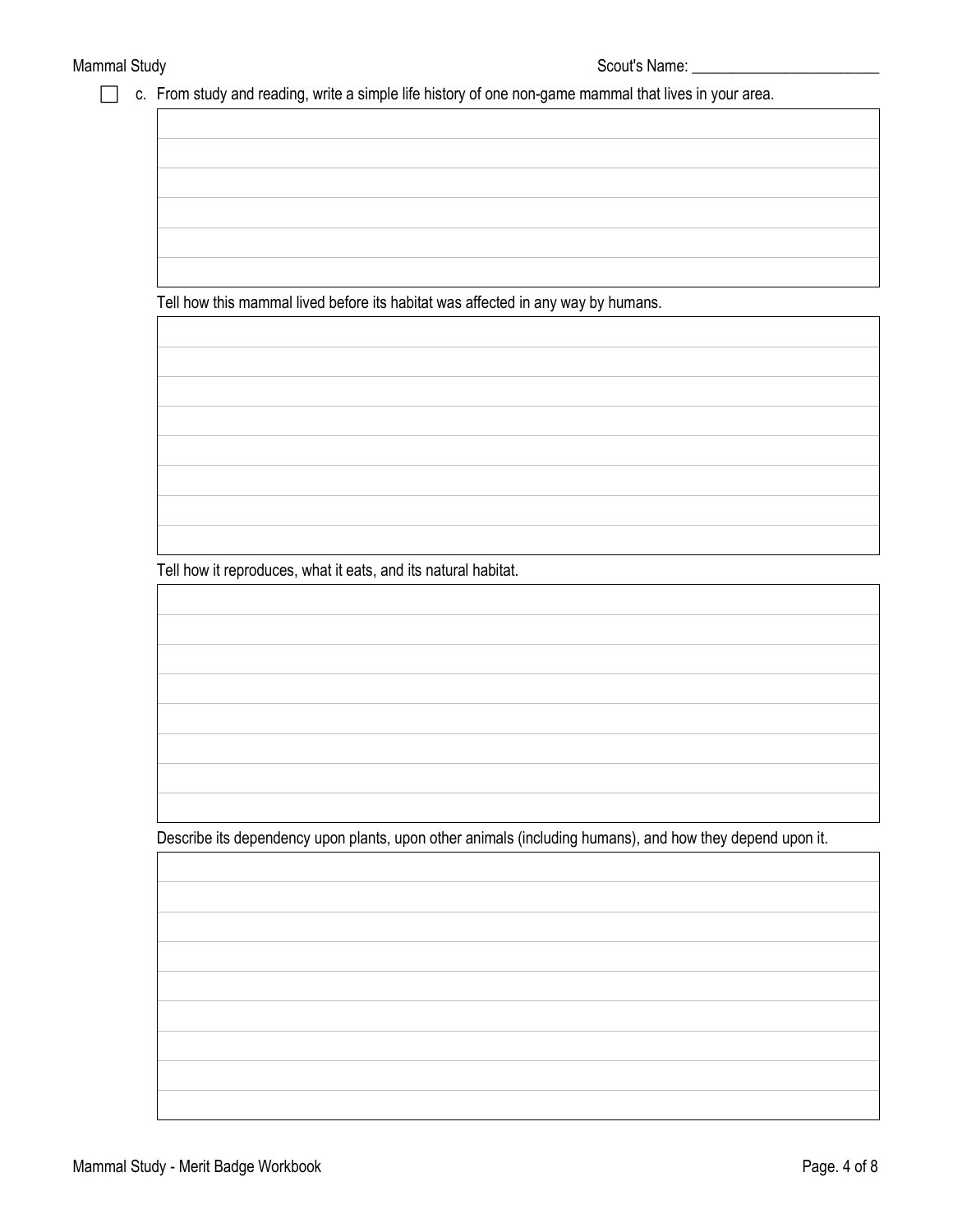Scout's Name: ________________________

- [ ] c. From study and reading, write a simple life history of one non-game mammal that lives in your area.

Tell how this mammal lived before its habitat was affected in any way by humans.

Tell how it reproduces, what it eats, and its natural habitat.

Describe its dependency upon plants, upon other animals (including humans), and how they depend upon it.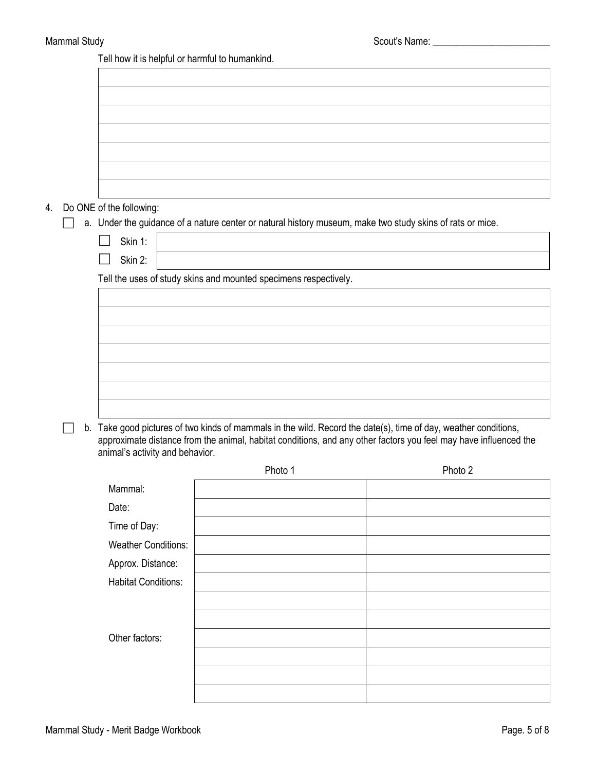Scout's Name: ________________________

Tell how it is helpful or harmful to humankind.

|  |
|---|
|  |
|  |
|  |
|  |
|  |
|  |
|  |

4. Do ONE of the following:
   - [ ] a. Under the guidance of a nature center or natural history museum, make two study skins of rats or mice.

| | |
|---|---|
| - [ ] Skin 1: | |
| - [ ] Skin 2: | |

Tell the uses of study skins and mounted specimens respectively.

|  |
|---|
|  |
|  |
|  |
|  |
|  |
|  |
|  |

   - [ ] b. Take good pictures of two kinds of mammals in the wild. Record the date(s), time of day, weather conditions, approximate distance from the animal, habitat conditions, and any other factors you feel may have influenced the animal's activity and behavior.

| | Photo 1 | Photo 2 |
|---|---|---|
| Mammal: | | |
| Date: | | |
| Time of Day: | | |
| Weather Conditions: | | |
| Approx. Distance: | | |
| Habitat Conditions: | | |
| | | |
| | | |
| Other factors: | | |
| | | |
| | | |
| | | |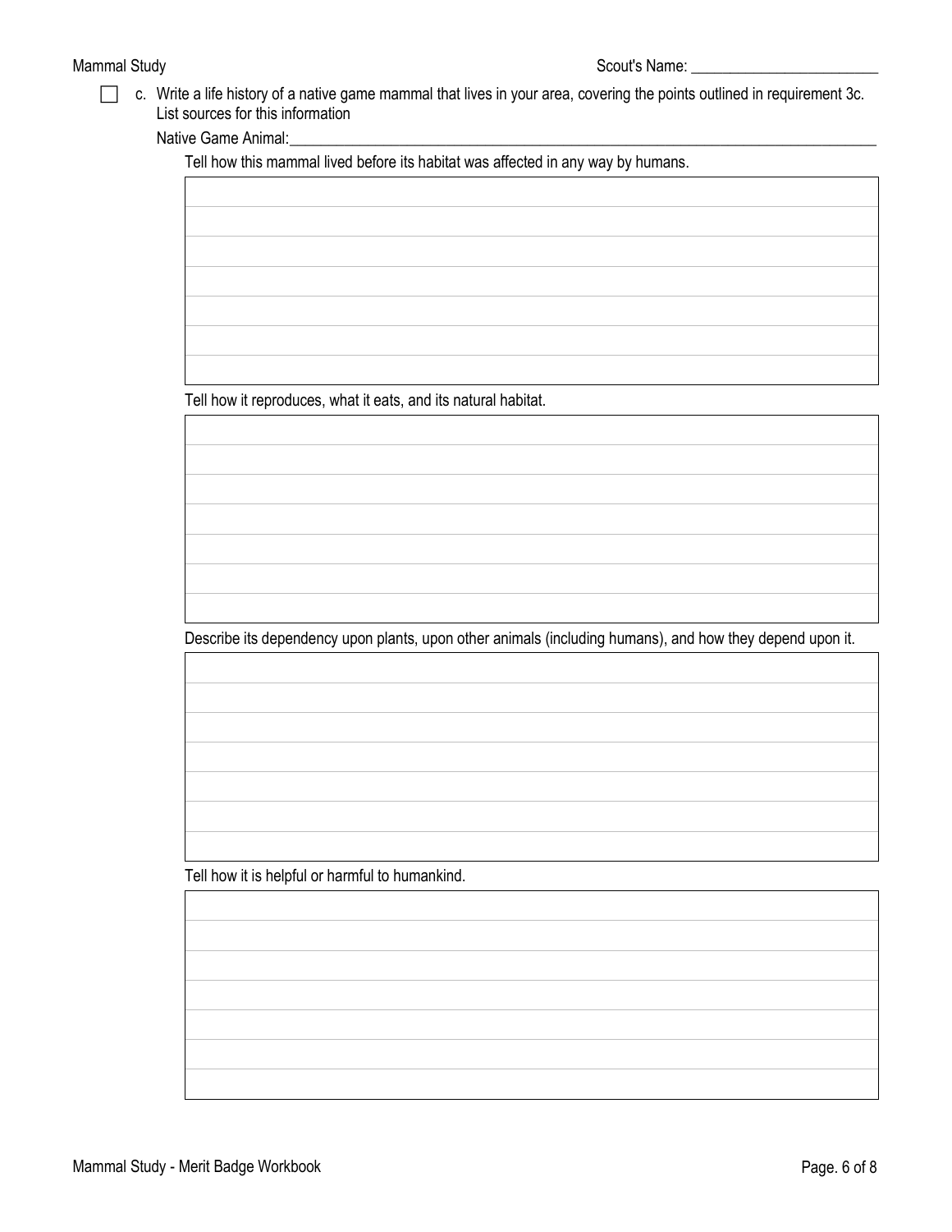Scout's Name: ________________________

- [ ] c. Write a life history of a native game mammal that lives in your area, covering the points outlined in requirement 3c. List sources for this information

Native Game Animal:_______________________________________________________________________________

Tell how this mammal lived before its habitat was affected in any way by humans.

Tell how it reproduces, what it eats, and its natural habitat.

Describe its dependency upon plants, upon other animals (including humans), and how they depend upon it.

Tell how it is helpful or harmful to humankind.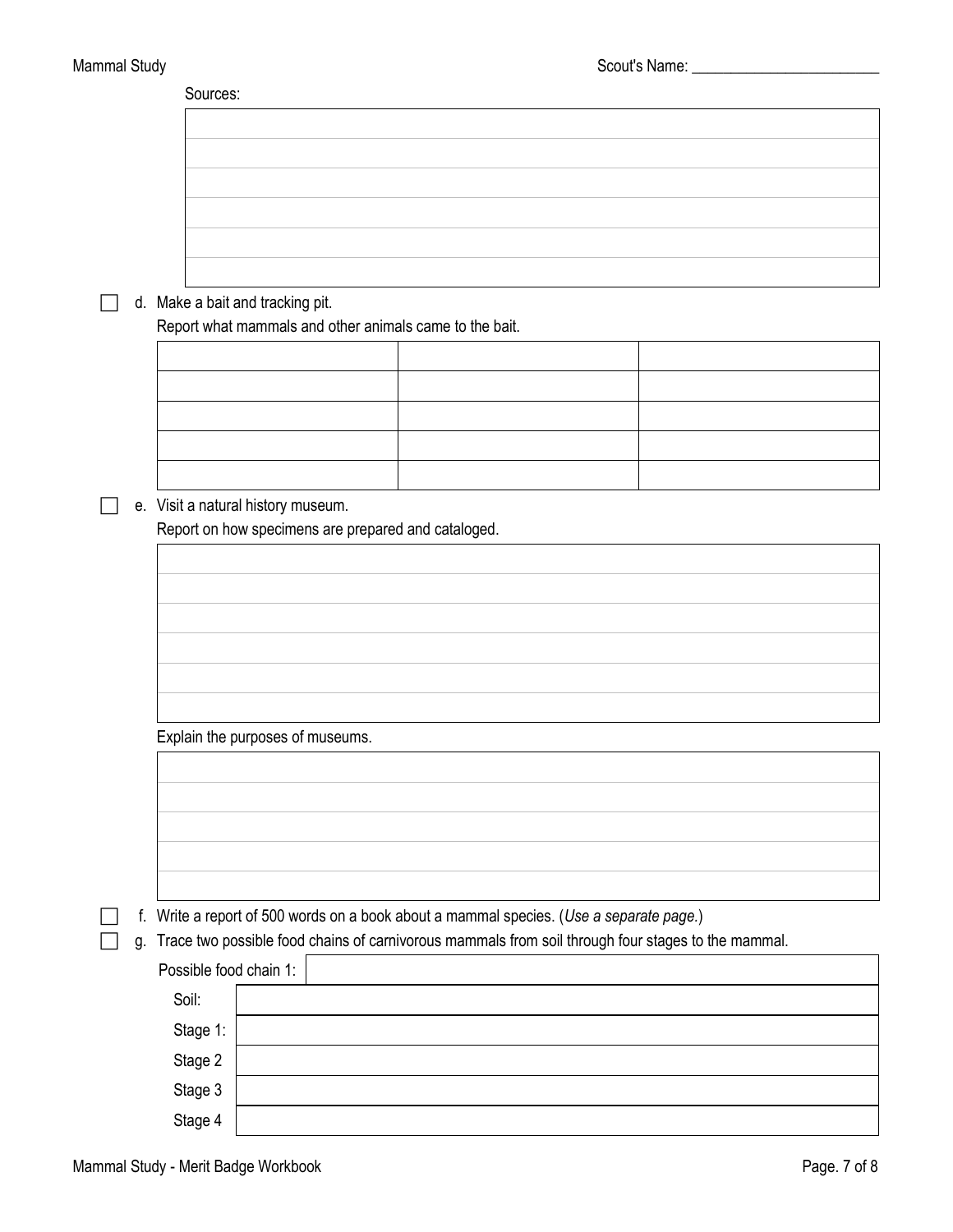Sources:

| |
|---|
| |
| |
| |
| |
| |
| |

- [ ] d. Make a bait and tracking pit.

  Report what mammals and other animals came to the bait.

| | | |
|---|---|---|
| | | |
| | | |
| | | |
| | | |
| | | |

- [ ] e. Visit a natural history museum.

  Report on how specimens are prepared and cataloged.

| |
|---|
| |
| |
| |
| |
| |
| |

Explain the purposes of museums.

| |
|---|
| |
| |
| |
| |
| |

- [ ] f. Write a report of 500 words on a book about a mammal species. (*Use a separate page.*)
- [ ] g. Trace two possible food chains of carnivorous mammals from soil through four stages to the mammal.

| Possible food chain 1: | |
|---|---|
| Soil: | |
| Stage 1: | |
| Stage 2 | |
| Stage 3 | |
| Stage 4 | |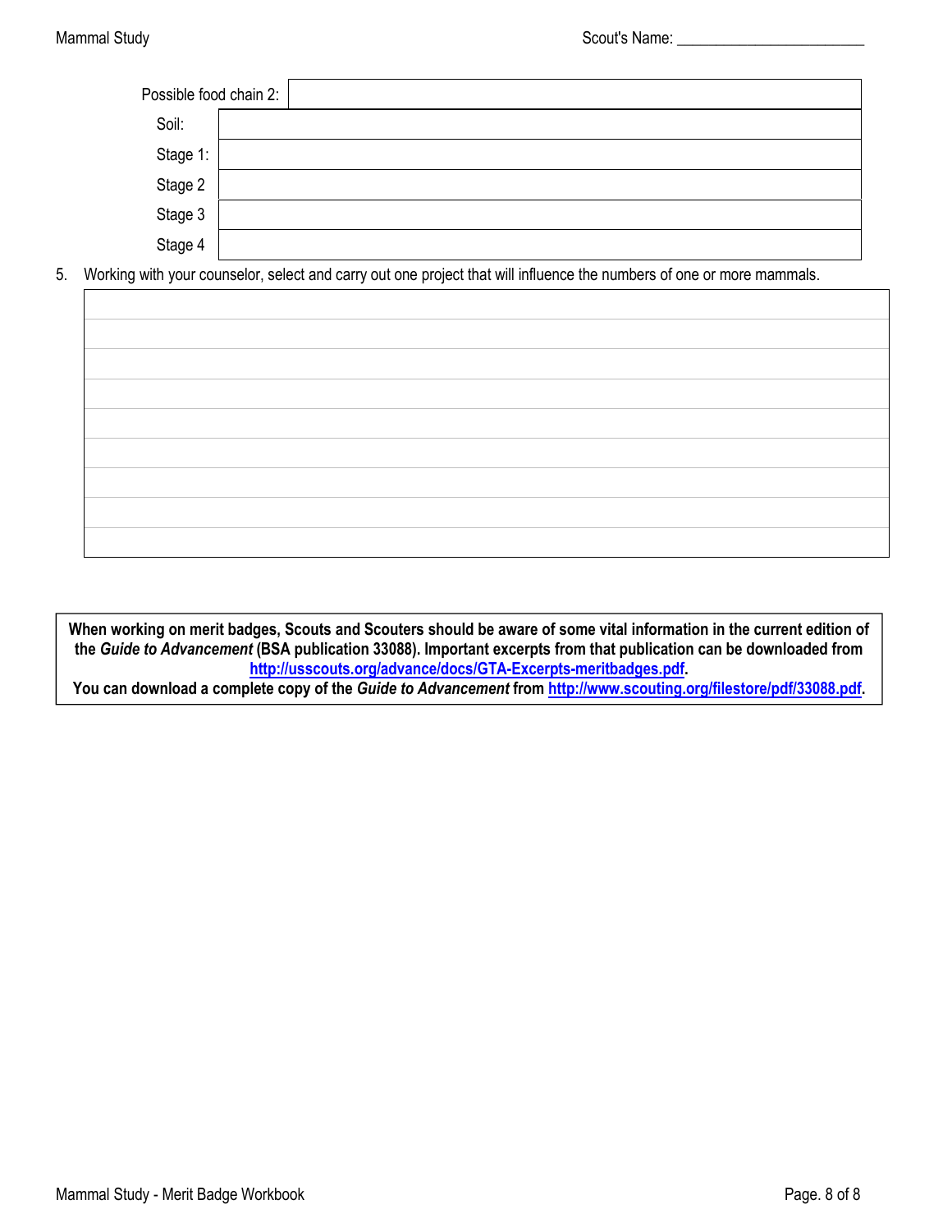| Possible food chain 2: | |
|---|---|
| Soil: | |
| Stage 1: | |
| Stage 2 | |
| Stage 3 | |
| Stage 4 | |

5. Working with your counselor, select and carry out one project that will influence the numbers of one or more mammals.

| |
|---|
| |
| |
| |
| |
| |
| |
| |
| |

**When working on merit badges, Scouts and Scouters should be aware of some vital information in the current edition of the *Guide to Advancement* (BSA publication 33088). Important excerpts from that publication can be downloaded from [http://usscouts.org/advance/docs/GTA-Excerpts-meritbadges.pdf](http://usscouts.org/advance/docs/GTA-Excerpts-meritbadges.pdf).**
**You can download a complete copy of the *Guide to Advancement* from [http://www.scouting.org/filestore/pdf/33088.pdf](http://www.scouting.org/filestore/pdf/33088.pdf).**